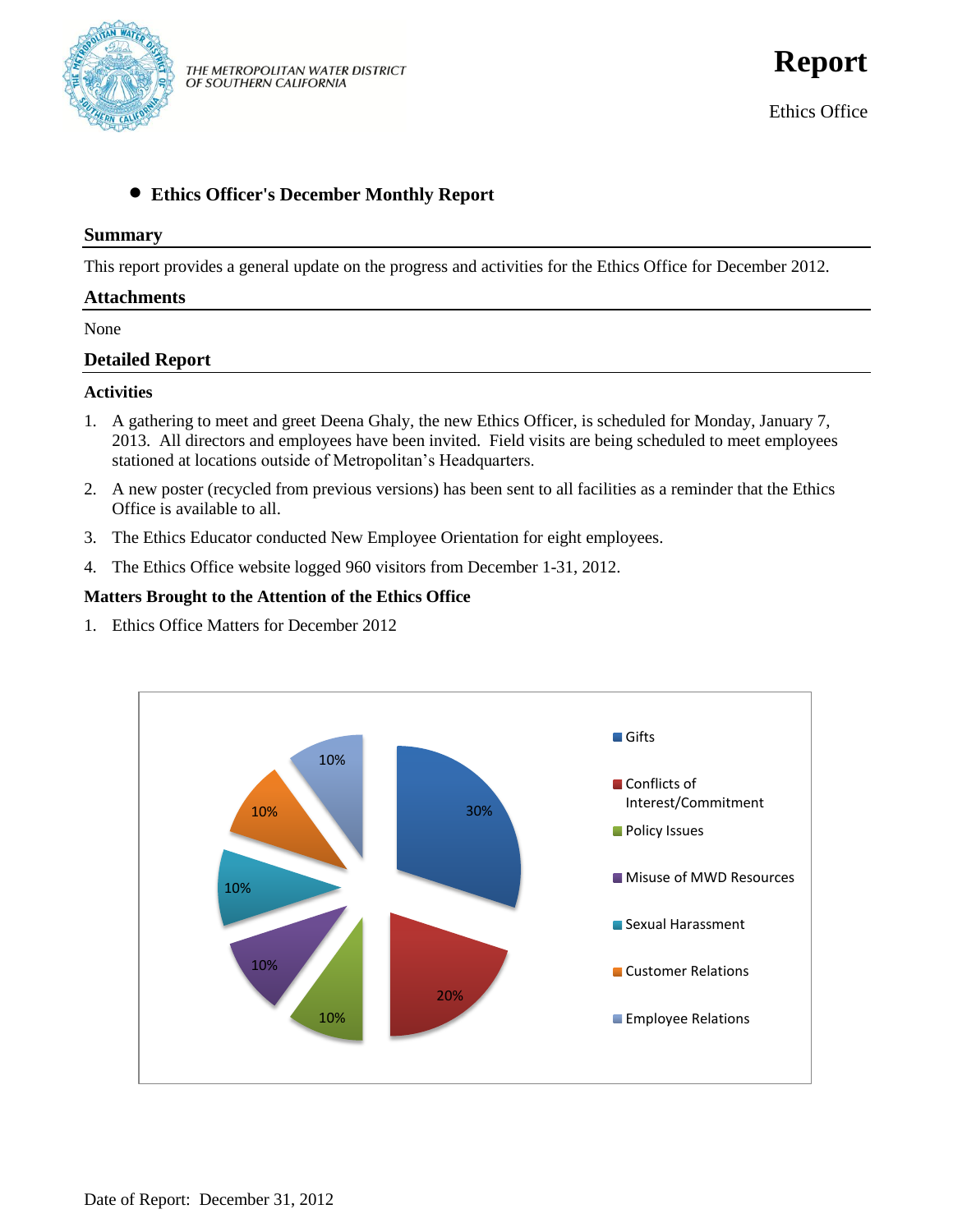THE METROPOLITAN WATER DISTRICT
OF SOUTHERN CALIFORNIA

# Report

Ethics Office

- **Ethics Officer's December Monthly Report**

## Summary

This report provides a general update on the progress and activities for the Ethics Office for December 2012.

## Attachments

None

## Detailed Report

### Activities

1. A gathering to meet and greet Deena Ghaly, the new Ethics Officer, is scheduled for Monday, January 7, 2013. All directors and employees have been invited. Field visits are being scheduled to meet employees stationed at locations outside of Metropolitan's Headquarters.
2. A new poster (recycled from previous versions) has been sent to all facilities as a reminder that the Ethics Office is available to all.
3. The Ethics Educator conducted New Employee Orientation for eight employees.
4. The Ethics Office website logged 960 visitors from December 1-31, 2012.

### Matters Brought to the Attention of the Ethics Office

1. Ethics Office Matters for December 2012

| Category | Percentage |
|---|---|
| Gifts | 30% |
| Conflicts of Interest/Commitment | 20% |
| Policy Issues | 10% |
| Misuse of MWD Resources | 10% |
| Sexual Harassment | 10% |
| Customer Relations | 10% |
| Employee Relations | 10% |

Date of Report: December 31, 2012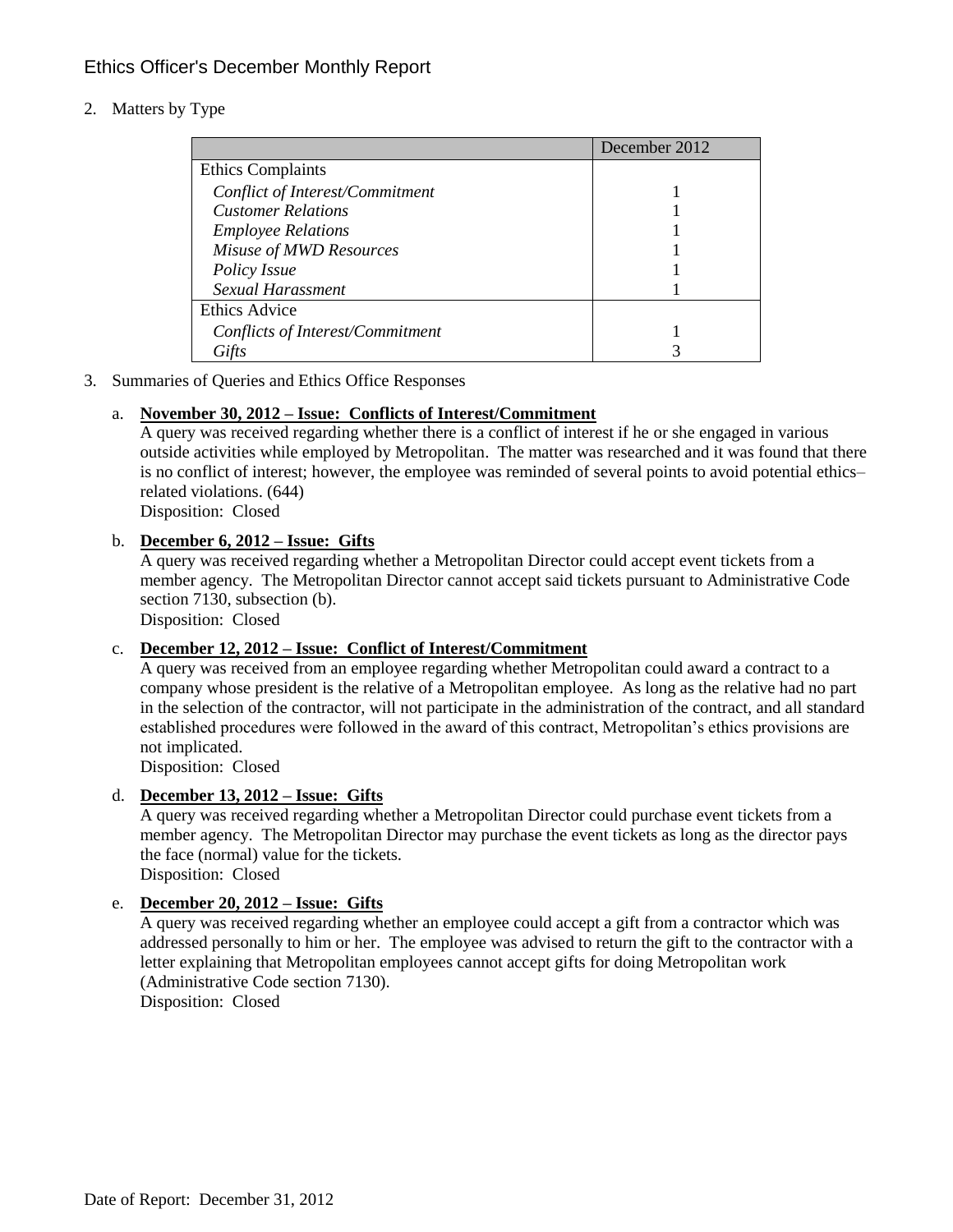Ethics Officer's December Monthly Report

2. Matters by Type

| | December 2012 |
|---|---|
| Ethics Complaints | |
| *Conflict of Interest/Commitment* | 1 |
| *Customer Relations* | 1 |
| *Employee Relations* | 1 |
| *Misuse of MWD Resources* | 1 |
| *Policy Issue* | 1 |
| *Sexual Harassment* | 1 |
| Ethics Advice | |
| *Conflicts of Interest/Commitment* | 1 |
| *Gifts* | 3 |

3. Summaries of Queries and Ethics Office Responses

   a. **November 30, 2012 – Issue: Conflicts of Interest/Commitment**
   A query was received regarding whether there is a conflict of interest if he or she engaged in various outside activities while employed by Metropolitan. The matter was researched and it was found that there is no conflict of interest; however, the employee was reminded of several points to avoid potential ethics–related violations. (644)
   Disposition: Closed

   b. **December 6, 2012 – Issue: Gifts**
   A query was received regarding whether a Metropolitan Director could accept event tickets from a member agency. The Metropolitan Director cannot accept said tickets pursuant to Administrative Code section 7130, subsection (b).
   Disposition: Closed

   c. **December 12, 2012 – Issue: Conflict of Interest/Commitment**
   A query was received from an employee regarding whether Metropolitan could award a contract to a company whose president is the relative of a Metropolitan employee. As long as the relative had no part in the selection of the contractor, will not participate in the administration of the contract, and all standard established procedures were followed in the award of this contract, Metropolitan's ethics provisions are not implicated.
   Disposition: Closed

   d. **December 13, 2012 – Issue: Gifts**
   A query was received regarding whether a Metropolitan Director could purchase event tickets from a member agency. The Metropolitan Director may purchase the event tickets as long as the director pays the face (normal) value for the tickets.
   Disposition: Closed

   e. **December 20, 2012 – Issue: Gifts**
   A query was received regarding whether an employee could accept a gift from a contractor which was addressed personally to him or her. The employee was advised to return the gift to the contractor with a letter explaining that Metropolitan employees cannot accept gifts for doing Metropolitan work (Administrative Code section 7130).
   Disposition: Closed

Date of Report: December 31, 2012